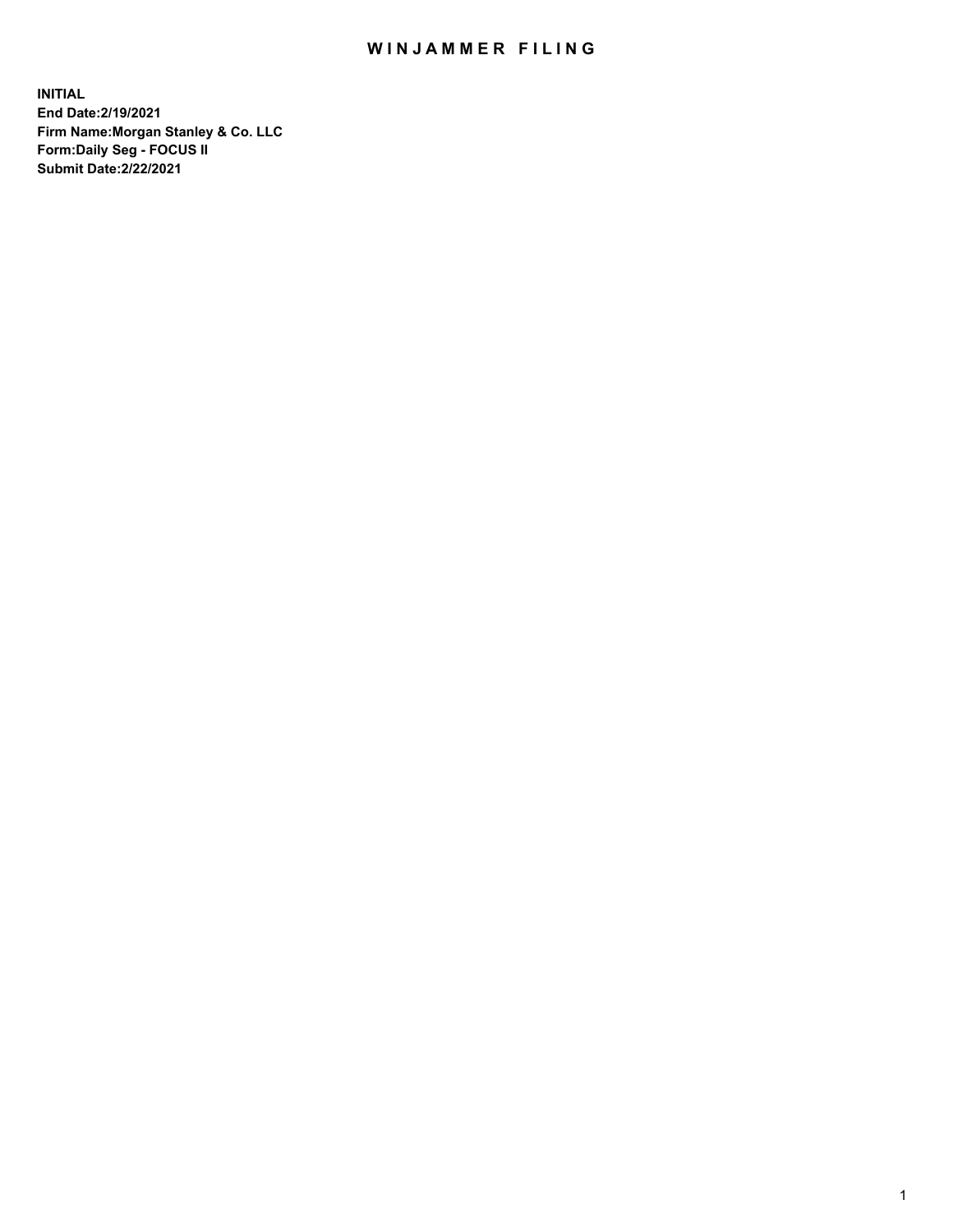# WINJAMMER FILING

**INITIAL**
**End Date:2/19/2021**
**Firm Name:Morgan Stanley & Co. LLC**
**Form:Daily Seg - FOCUS II**
**Submit Date:2/22/2021**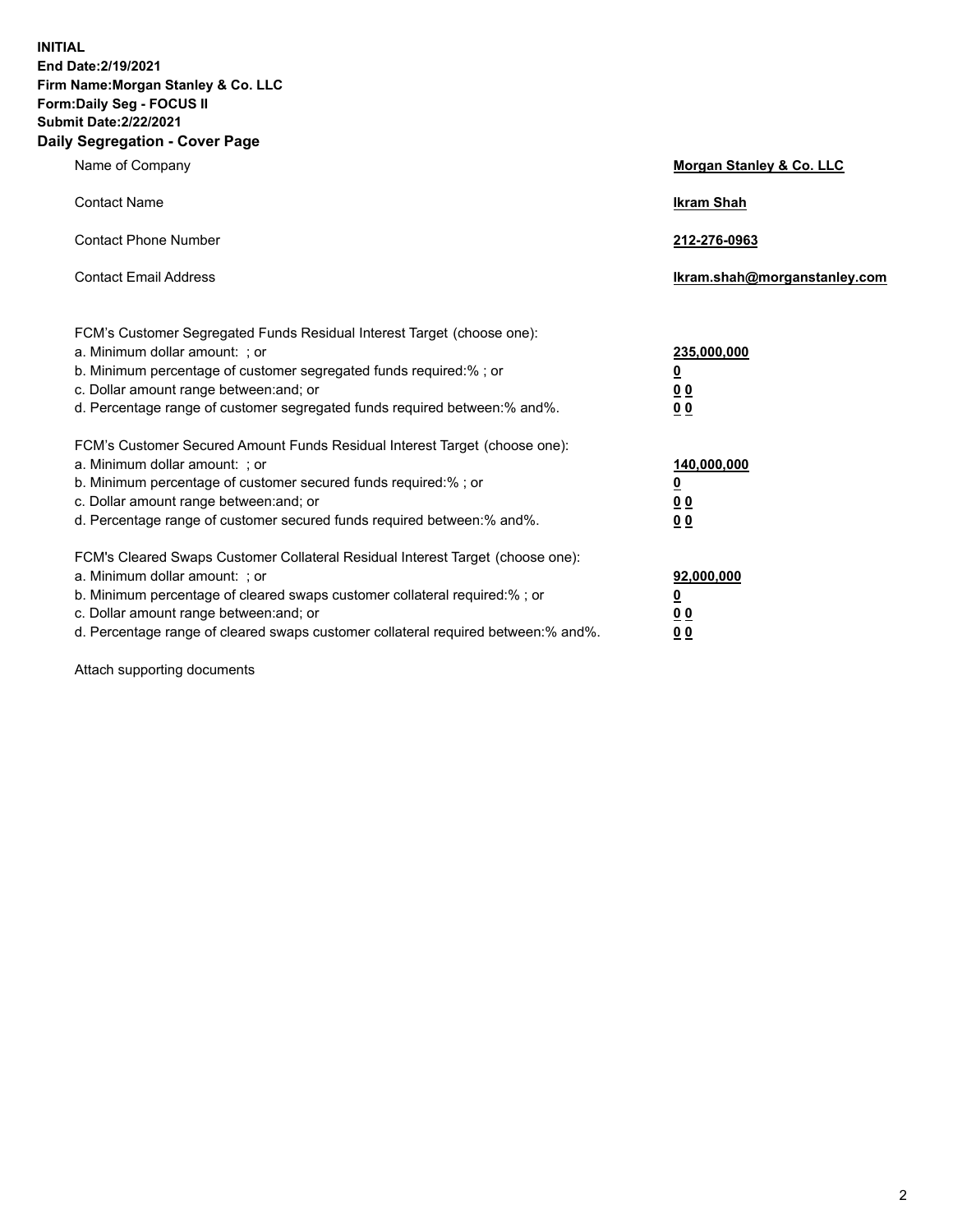**INITIAL**
**End Date:2/19/2021**
**Firm Name:Morgan Stanley & Co. LLC**
**Form:Daily Seg - FOCUS II**
**Submit Date:2/22/2021**

## Daily Segregation - Cover Page

| | |
|---|---|
| Name of Company | **Morgan Stanley & Co. LLC** |
| Contact Name | **Ikram Shah** |
| Contact Phone Number | **212-276-0963** |
| Contact Email Address | **Ikram.shah@morganstanley.com** |

| | |
|---|---|
| FCM's Customer Segregated Funds Residual Interest Target (choose one): | |
| a. Minimum dollar amount: ; or | **235,000,000** |
| b. Minimum percentage of customer segregated funds required:% ; or | **0** |
| c. Dollar amount range between:and; or | **0 0** |
| d. Percentage range of customer segregated funds required between:% and%. | **0 0** |
| FCM's Customer Secured Amount Funds Residual Interest Target (choose one): | |
| a. Minimum dollar amount: ; or | **140,000,000** |
| b. Minimum percentage of customer secured funds required:% ; or | **0** |
| c. Dollar amount range between:and; or | **0 0** |
| d. Percentage range of customer secured funds required between:% and%. | **0 0** |
| FCM's Cleared Swaps Customer Collateral Residual Interest Target (choose one): | |
| a. Minimum dollar amount: ; or | **92,000,000** |
| b. Minimum percentage of cleared swaps customer collateral required:% ; or | **0** |
| c. Dollar amount range between:and; or | **0 0** |
| d. Percentage range of cleared swaps customer collateral required between:% and%. | **0 0** |

Attach supporting documents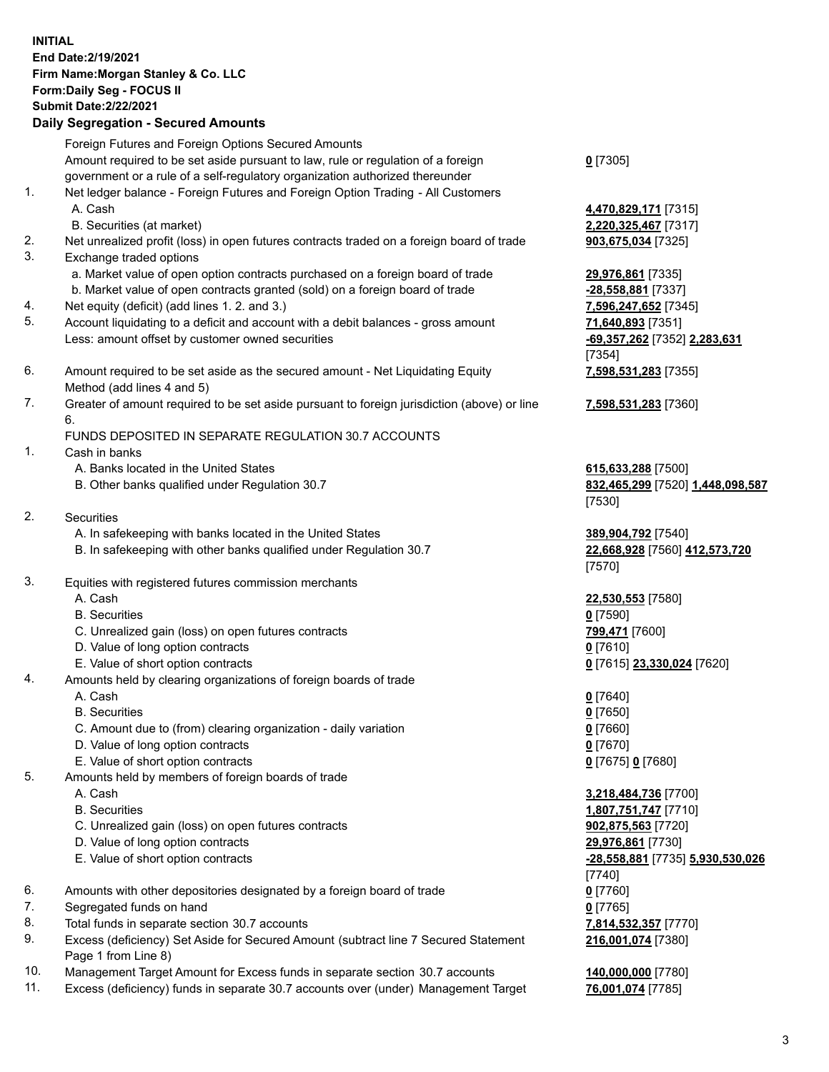**INITIAL**
**End Date:2/19/2021**
**Firm Name:Morgan Stanley & Co. LLC**
**Form:Daily Seg - FOCUS II**
**Submit Date:2/22/2021**

## Daily Segregation - Secured Amounts

| | | |
|---|---|---|
| | Foreign Futures and Foreign Options Secured Amounts | |
| | Amount required to be set aside pursuant to law, rule or regulation of a foreign government or a rule of a self-regulatory organization authorized thereunder | **0** [7305] |
| 1. | Net ledger balance - Foreign Futures and Foreign Option Trading - All Customers | |
| | A. Cash | **4,470,829,171** [7315] |
| | B. Securities (at market) | **2,220,325,467** [7317] |
| 2. | Net unrealized profit (loss) in open futures contracts traded on a foreign board of trade | **903,675,034** [7325] |
| 3. | Exchange traded options | |
| | a. Market value of open option contracts purchased on a foreign board of trade | **29,976,861** [7335] |
| | b. Market value of open contracts granted (sold) on a foreign board of trade | **-28,558,881** [7337] |
| 4. | Net equity (deficit) (add lines 1. 2. and 3.) | **7,596,247,652** [7345] |
| 5. | Account liquidating to a deficit and account with a debit balances - gross amount | **71,640,893** [7351] |
| | Less: amount offset by customer owned securities | **-69,357,262** [7352] **2,283,631** [7354] |
| 6. | Amount required to be set aside as the secured amount - Net Liquidating Equity Method (add lines 4 and 5) | **7,598,531,283** [7355] |
| 7. | Greater of amount required to be set aside pursuant to foreign jurisdiction (above) or line 6. | **7,598,531,283** [7360] |
| | FUNDS DEPOSITED IN SEPARATE REGULATION 30.7 ACCOUNTS | |
| 1. | Cash in banks | |
| | A. Banks located in the United States | **615,633,288** [7500] |
| | B. Other banks qualified under Regulation 30.7 | **832,465,299** [7520] **1,448,098,587** [7530] |
| 2. | Securities | |
| | A. In safekeeping with banks located in the United States | **389,904,792** [7540] |
| | B. In safekeeping with other banks qualified under Regulation 30.7 | **22,668,928** [7560] **412,573,720** [7570] |
| 3. | Equities with registered futures commission merchants | |
| | A. Cash | **22,530,553** [7580] |
| | B. Securities | **0** [7590] |
| | C. Unrealized gain (loss) on open futures contracts | **799,471** [7600] |
| | D. Value of long option contracts | **0** [7610] |
| | E. Value of short option contracts | **0** [7615] **23,330,024** [7620] |
| 4. | Amounts held by clearing organizations of foreign boards of trade | |
| | A. Cash | **0** [7640] |
| | B. Securities | **0** [7650] |
| | C. Amount due to (from) clearing organization - daily variation | **0** [7660] |
| | D. Value of long option contracts | **0** [7670] |
| | E. Value of short option contracts | **0** [7675] **0** [7680] |
| 5. | Amounts held by members of foreign boards of trade | |
| | A. Cash | **3,218,484,736** [7700] |
| | B. Securities | **1,807,751,747** [7710] |
| | C. Unrealized gain (loss) on open futures contracts | **902,875,563** [7720] |
| | D. Value of long option contracts | **29,976,861** [7730] |
| | E. Value of short option contracts | **-28,558,881** [7735] **5,930,530,026** [7740] |
| 6. | Amounts with other depositories designated by a foreign board of trade | **0** [7760] |
| 7. | Segregated funds on hand | **0** [7765] |
| 8. | Total funds in separate section 30.7 accounts | **7,814,532,357** [7770] |
| 9. | Excess (deficiency) Set Aside for Secured Amount (subtract line 7 Secured Statement Page 1 from Line 8) | **216,001,074** [7380] |
| 10. | Management Target Amount for Excess funds in separate section 30.7 accounts | **140,000,000** [7780] |
| 11. | Excess (deficiency) funds in separate 30.7 accounts over (under) Management Target | **76,001,074** [7785] |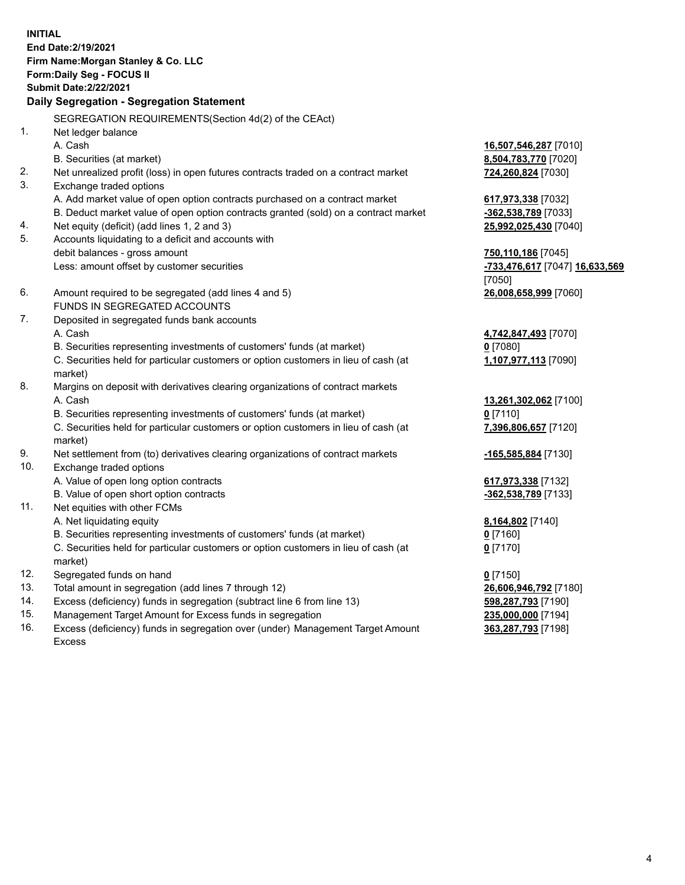**INITIAL**
**End Date:2/19/2021**
**Firm Name:Morgan Stanley & Co. LLC**
**Form:Daily Seg - FOCUS II**
**Submit Date:2/22/2021**

**Daily Segregation - Segregation Statement**

SEGREGATION REQUIREMENTS(Section 4d(2) of the CEAct)

| | | |
|---|---|---|
| 1. | Net ledger balance | |
| | A. Cash | **16,507,546,287** [7010] |
| | B. Securities (at market) | **8,504,783,770** [7020] |
| 2. | Net unrealized profit (loss) in open futures contracts traded on a contract market | **724,260,824** [7030] |
| 3. | Exchange traded options | |
| | A. Add market value of open option contracts purchased on a contract market | **617,973,338** [7032] |
| | B. Deduct market value of open option contracts granted (sold) on a contract market | **-362,538,789** [7033] |
| 4. | Net equity (deficit) (add lines 1, 2 and 3) | **25,992,025,430** [7040] |
| 5. | Accounts liquidating to a deficit and accounts with debit balances - gross amount | **750,110,186** [7045] |
| | Less: amount offset by customer securities | **-733,476,617** [7047] **16,633,569** [7050] |
| 6. | Amount required to be segregated (add lines 4 and 5) | **26,008,658,999** [7060] |
| | FUNDS IN SEGREGATED ACCOUNTS | |
| 7. | Deposited in segregated funds bank accounts | |
| | A. Cash | **4,742,847,493** [7070] |
| | B. Securities representing investments of customers' funds (at market) | **0** [7080] |
| | C. Securities held for particular customers or option customers in lieu of cash (at market) | **1,107,977,113** [7090] |
| 8. | Margins on deposit with derivatives clearing organizations of contract markets | |
| | A. Cash | **13,261,302,062** [7100] |
| | B. Securities representing investments of customers' funds (at market) | **0** [7110] |
| | C. Securities held for particular customers or option customers in lieu of cash (at market) | **7,396,806,657** [7120] |
| 9. | Net settlement from (to) derivatives clearing organizations of contract markets | **-165,585,884** [7130] |
| 10. | Exchange traded options | |
| | A. Value of open long option contracts | **617,973,338** [7132] |
| | B. Value of open short option contracts | **-362,538,789** [7133] |
| 11. | Net equities with other FCMs | |
| | A. Net liquidating equity | **8,164,802** [7140] |
| | B. Securities representing investments of customers' funds (at market) | **0** [7160] |
| | C. Securities held for particular customers or option customers in lieu of cash (at market) | **0** [7170] |
| 12. | Segregated funds on hand | **0** [7150] |
| 13. | Total amount in segregation (add lines 7 through 12) | **26,606,946,792** [7180] |
| 14. | Excess (deficiency) funds in segregation (subtract line 6 from line 13) | **598,287,793** [7190] |
| 15. | Management Target Amount for Excess funds in segregation | **235,000,000** [7194] |
| 16. | Excess (deficiency) funds in segregation over (under) Management Target Amount Excess | **363,287,793** [7198] |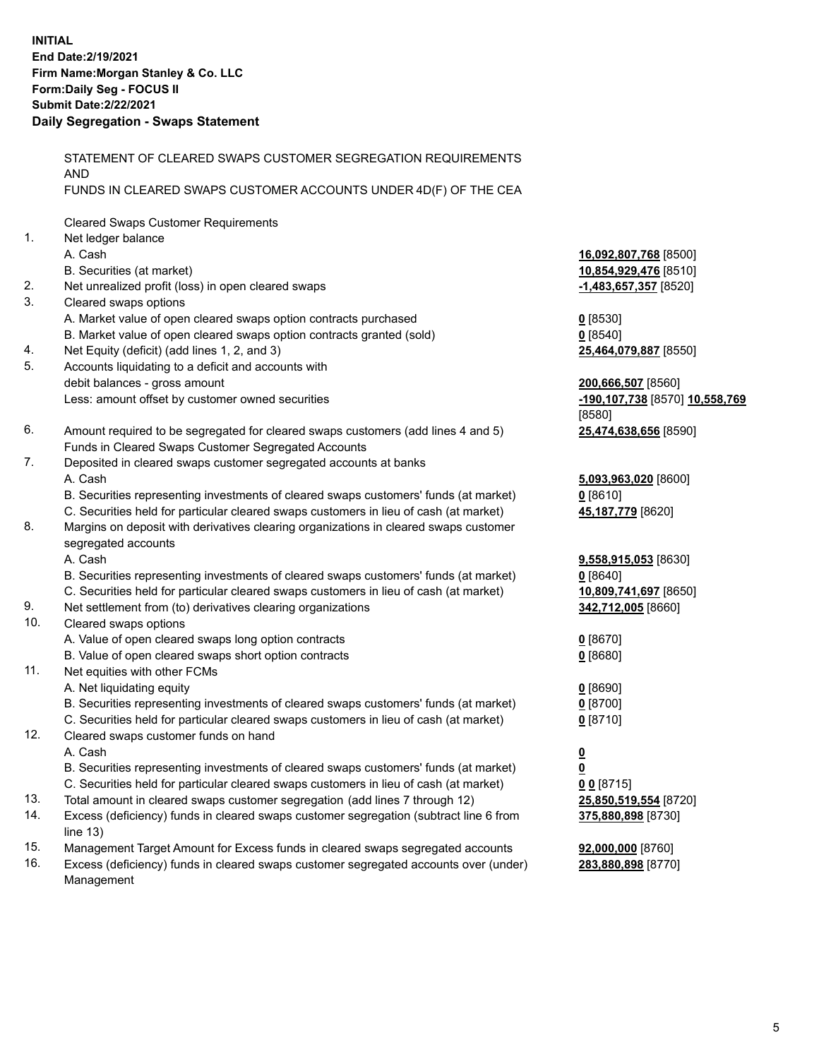**INITIAL**
**End Date:2/19/2021**
**Firm Name:Morgan Stanley & Co. LLC**
**Form:Daily Seg - FOCUS II**
**Submit Date:2/22/2021**
**Daily Segregation - Swaps Statement**

STATEMENT OF CLEARED SWAPS CUSTOMER SEGREGATION REQUIREMENTS AND FUNDS IN CLEARED SWAPS CUSTOMER ACCOUNTS UNDER 4D(F) OF THE CEA

| | | |
|---|---|---|
| | Cleared Swaps Customer Requirements | |
| 1. | Net ledger balance | |
| | A. Cash | 16,092,807,768 [8500] |
| | B. Securities (at market) | 10,854,929,476 [8510] |
| 2. | Net unrealized profit (loss) in open cleared swaps | -1,483,657,357 [8520] |
| 3. | Cleared swaps options | |
| | A. Market value of open cleared swaps option contracts purchased | 0 [8530] |
| | B. Market value of open cleared swaps option contracts granted (sold) | 0 [8540] |
| 4. | Net Equity (deficit) (add lines 1, 2, and 3) | 25,464,079,887 [8550] |
| 5. | Accounts liquidating to a deficit and accounts with debit balances - gross amount | 200,666,507 [8560] |
| | Less: amount offset by customer owned securities | -190,107,738 [8570] 10,558,769 [8580] |
| 6. | Amount required to be segregated for cleared swaps customers (add lines 4 and 5) | 25,474,638,656 [8590] |
| | Funds in Cleared Swaps Customer Segregated Accounts | |
| 7. | Deposited in cleared swaps customer segregated accounts at banks | |
| | A. Cash | 5,093,963,020 [8600] |
| | B. Securities representing investments of cleared swaps customers' funds (at market) | 0 [8610] |
| | C. Securities held for particular cleared swaps customers in lieu of cash (at market) | 45,187,779 [8620] |
| 8. | Margins on deposit with derivatives clearing organizations in cleared swaps customer segregated accounts | |
| | A. Cash | 9,558,915,053 [8630] |
| | B. Securities representing investments of cleared swaps customers' funds (at market) | 0 [8640] |
| | C. Securities held for particular cleared swaps customers in lieu of cash (at market) | 10,809,741,697 [8650] |
| 9. | Net settlement from (to) derivatives clearing organizations | 342,712,005 [8660] |
| 10. | Cleared swaps options | |
| | A. Value of open cleared swaps long option contracts | 0 [8670] |
| | B. Value of open cleared swaps short option contracts | 0 [8680] |
| 11. | Net equities with other FCMs | |
| | A. Net liquidating equity | 0 [8690] |
| | B. Securities representing investments of cleared swaps customers' funds (at market) | 0 [8700] |
| | C. Securities held for particular cleared swaps customers in lieu of cash (at market) | 0 [8710] |
| 12. | Cleared swaps customer funds on hand | |
| | A. Cash | 0 |
| | B. Securities representing investments of cleared swaps customers' funds (at market) | 0 |
| | C. Securities held for particular cleared swaps customers in lieu of cash (at market) | 0 0 [8715] |
| 13. | Total amount in cleared swaps customer segregation (add lines 7 through 12) | 25,850,519,554 [8720] |
| 14. | Excess (deficiency) funds in cleared swaps customer segregation (subtract line 6 from line 13) | 375,880,898 [8730] |
| 15. | Management Target Amount for Excess funds in cleared swaps segregated accounts | 92,000,000 [8760] |
| 16. | Excess (deficiency) funds in cleared swaps customer segregated accounts over (under) Management | 283,880,898 [8770] |